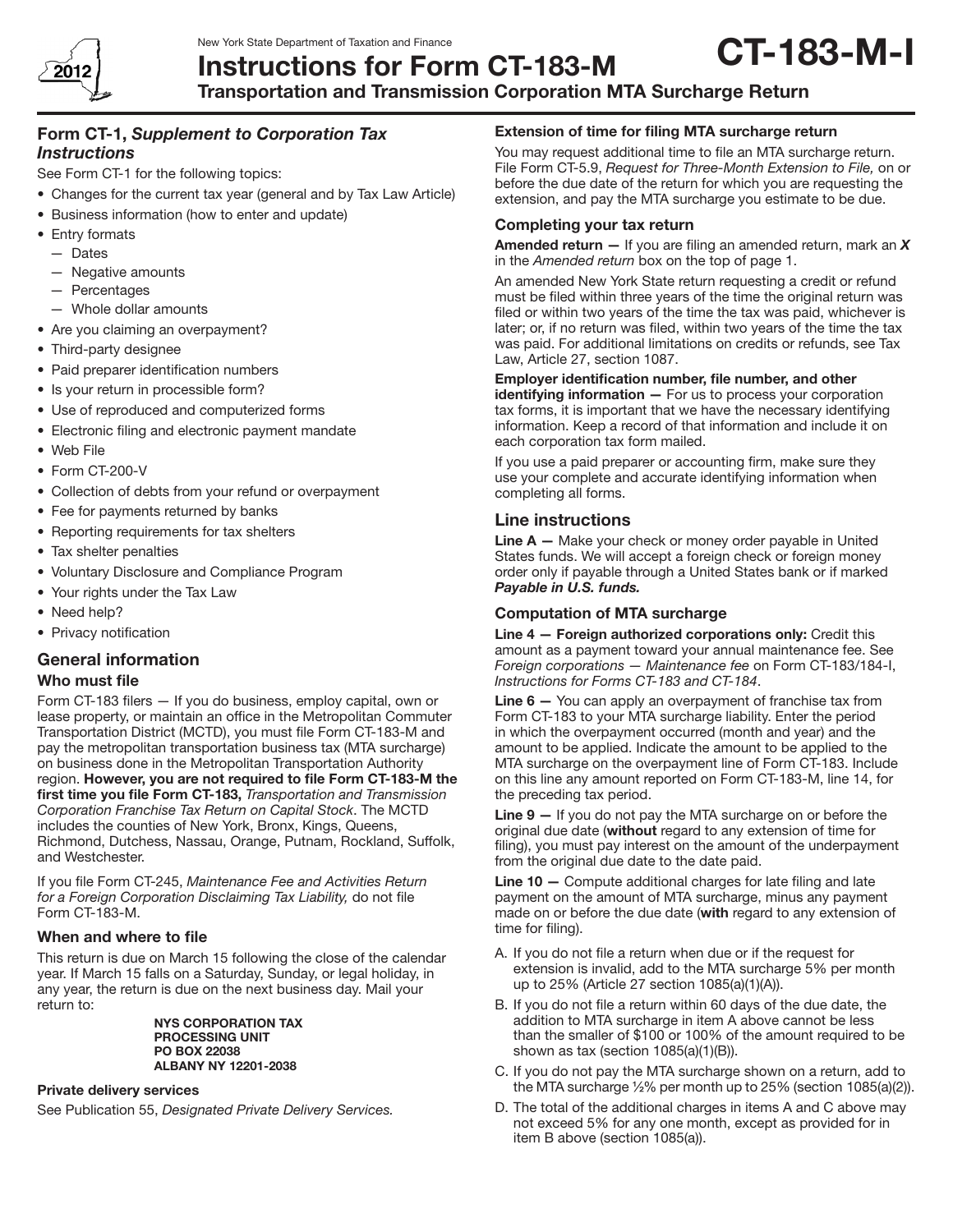New York State Department of Taxation and Finance

# Instructions for Form CT-183-M

**CT-183-M-I**

## Transportation and Transmission Corporation MTA Surcharge Return

2012

## Form CT-1, *Supplement to Corporation Tax Instructions*

See Form CT-1 for the following topics:

- Changes for the current tax year (general and by Tax Law Article)
- Business information (how to enter and update)
- Entry formats
  - — Dates
  - — Negative amounts
  - — Percentages
  - — Whole dollar amounts
- Are you claiming an overpayment?
- Third-party designee
- Paid preparer identification numbers
- Is your return in processible form?
- Use of reproduced and computerized forms
- Electronic filing and electronic payment mandate
- Web File
- Form CT-200-V
- Collection of debts from your refund or overpayment
- Fee for payments returned by banks
- Reporting requirements for tax shelters
- Tax shelter penalties
- Voluntary Disclosure and Compliance Program
- Your rights under the Tax Law
- Need help?
- Privacy notification

## General information

### Who must file

Form CT-183 filers — If you do business, employ capital, own or lease property, or maintain an office in the Metropolitan Commuter Transportation District (MCTD), you must file Form CT-183-M and pay the metropolitan transportation business tax (MTA surcharge) on business done in the Metropolitan Transportation Authority region. **However, you are not required to file Form CT-183-M the first time you file Form CT-183,** *Transportation and Transmission Corporation Franchise Tax Return on Capital Stock*. The MCTD includes the counties of New York, Bronx, Kings, Queens, Richmond, Dutchess, Nassau, Orange, Putnam, Rockland, Suffolk, and Westchester.

If you file Form CT-245, *Maintenance Fee and Activities Return for a Foreign Corporation Disclaiming Tax Liability,* do not file Form CT-183-M.

### When and where to file

This return is due on March 15 following the close of the calendar year. If March 15 falls on a Saturday, Sunday, or legal holiday, in any year, the return is due on the next business day. Mail your return to:

**NYS CORPORATION TAX**
**PROCESSING UNIT**
**PO BOX 22038**
**ALBANY NY 12201-2038**

#### Private delivery services

See Publication 55, *Designated Private Delivery Services.*

#### Extension of time for filing MTA surcharge return

You may request additional time to file an MTA surcharge return. File Form CT-5.9, *Request for Three-Month Extension to File,* on or before the due date of the return for which you are requesting the extension, and pay the MTA surcharge you estimate to be due.

### Completing your tax return

**Amended return —** If you are filing an amended return, mark an ***X*** in the *Amended return* box on the top of page 1.

An amended New York State return requesting a credit or refund must be filed within three years of the time the original return was filed or within two years of the time the tax was paid, whichever is later; or, if no return was filed, within two years of the time the tax was paid. For additional limitations on credits or refunds, see Tax Law, Article 27, section 1087.

**Employer identification number, file number, and other identifying information —** For us to process your corporation tax forms, it is important that we have the necessary identifying information. Keep a record of that information and include it on each corporation tax form mailed.

If you use a paid preparer or accounting firm, make sure they use your complete and accurate identifying information when completing all forms.

## Line instructions

**Line A —** Make your check or money order payable in United States funds. We will accept a foreign check or foreign money order only if payable through a United States bank or if marked ***Payable in U.S. funds.***

### Computation of MTA surcharge

**Line 4 — Foreign authorized corporations only:** Credit this amount as a payment toward your annual maintenance fee. See *Foreign corporations — Maintenance fee* on Form CT-183/184-I, *Instructions for Forms CT-183 and CT-184*.

**Line 6 —** You can apply an overpayment of franchise tax from Form CT-183 to your MTA surcharge liability. Enter the period in which the overpayment occurred (month and year) and the amount to be applied. Indicate the amount to be applied to the MTA surcharge on the overpayment line of Form CT-183. Include on this line any amount reported on Form CT-183-M, line 14, for the preceding tax period.

**Line 9 —** If you do not pay the MTA surcharge on or before the original due date (**without** regard to any extension of time for filing), you must pay interest on the amount of the underpayment from the original due date to the date paid.

**Line 10 —** Compute additional charges for late filing and late payment on the amount of MTA surcharge, minus any payment made on or before the due date (**with** regard to any extension of time for filing).

A. If you do not file a return when due or if the request for extension is invalid, add to the MTA surcharge 5% per month up to 25% (Article 27 section 1085(a)(1)(A)).

B. If you do not file a return within 60 days of the due date, the addition to MTA surcharge in item A above cannot be less than the smaller of $100 or 100% of the amount required to be shown as tax (section 1085(a)(1)(B)).

C. If you do not pay the MTA surcharge shown on a return, add to the MTA surcharge ½% per month up to 25% (section 1085(a)(2)).

D. The total of the additional charges in items A and C above may not exceed 5% for any one month, except as provided for in item B above (section 1085(a)).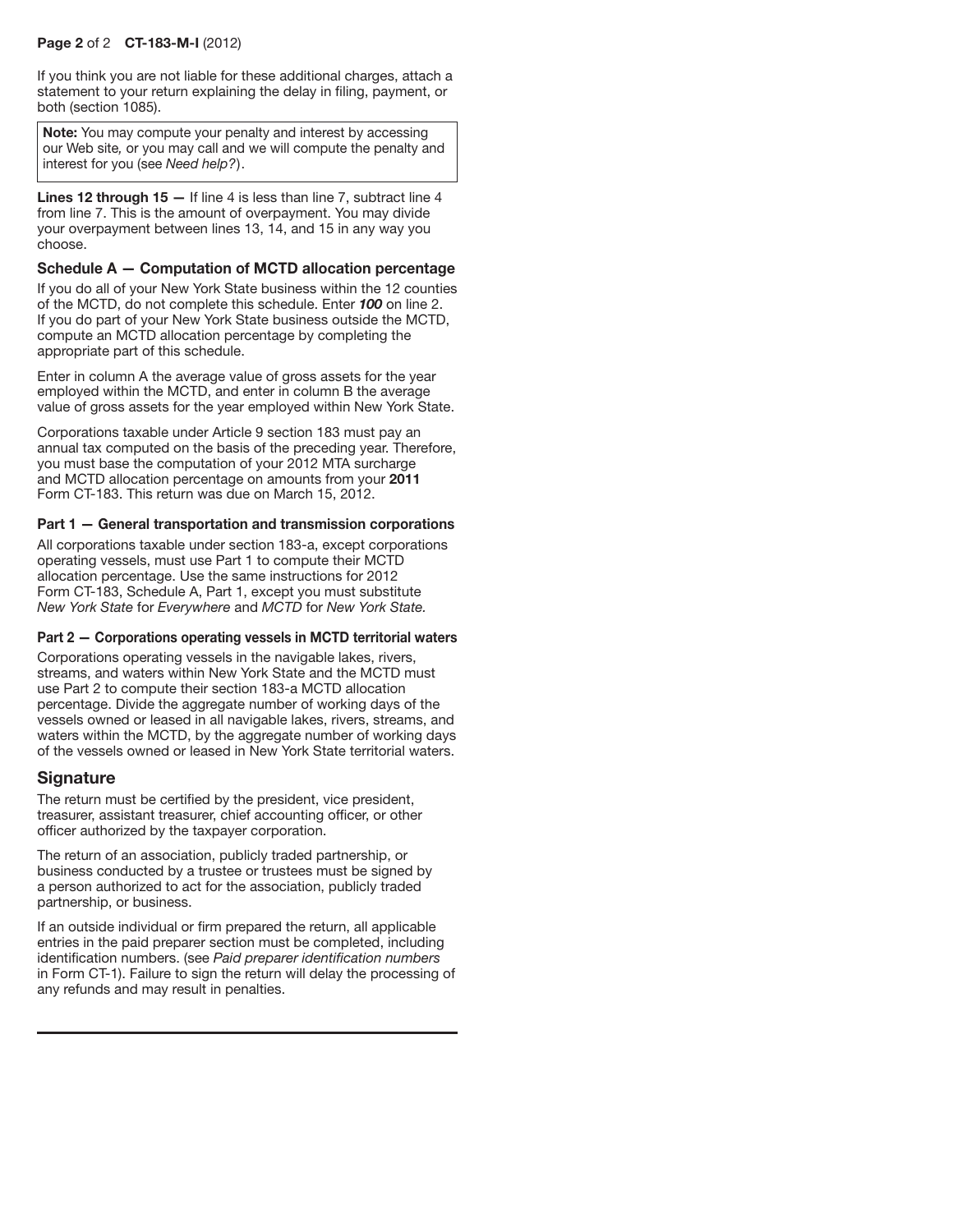If you think you are not liable for these additional charges, attach a statement to your return explaining the delay in filing, payment, or both (section 1085).

> **Note:** You may compute your penalty and interest by accessing our Web site*,* or you may call and we will compute the penalty and interest for you (see *Need help?*).

**Lines 12 through 15 —** If line 4 is less than line 7, subtract line 4 from line 7. This is the amount of overpayment. You may divide your overpayment between lines 13, 14, and 15 in any way you choose.

### Schedule A — Computation of MCTD allocation percentage

If you do all of your New York State business within the 12 counties of the MCTD, do not complete this schedule. Enter ***100*** on line 2. If you do part of your New York State business outside the MCTD, compute an MCTD allocation percentage by completing the appropriate part of this schedule.

Enter in column A the average value of gross assets for the year employed within the MCTD, and enter in column B the average value of gross assets for the year employed within New York State.

Corporations taxable under Article 9 section 183 must pay an annual tax computed on the basis of the preceding year. Therefore, you must base the computation of your 2012 MTA surcharge and MCTD allocation percentage on amounts from your **2011** Form CT-183. This return was due on March 15, 2012.

#### Part 1 — General transportation and transmission corporations

All corporations taxable under section 183-a, except corporations operating vessels, must use Part 1 to compute their MCTD allocation percentage. Use the same instructions for 2012 Form CT-183, Schedule A, Part 1, except you must substitute *New York State* for *Everywhere* and *MCTD* for *New York State.*

#### Part 2 — Corporations operating vessels in MCTD territorial waters

Corporations operating vessels in the navigable lakes, rivers, streams, and waters within New York State and the MCTD must use Part 2 to compute their section 183-a MCTD allocation percentage. Divide the aggregate number of working days of the vessels owned or leased in all navigable lakes, rivers, streams, and waters within the MCTD, by the aggregate number of working days of the vessels owned or leased in New York State territorial waters.

## Signature

The return must be certified by the president, vice president, treasurer, assistant treasurer, chief accounting officer, or other officer authorized by the taxpayer corporation.

The return of an association, publicly traded partnership, or business conducted by a trustee or trustees must be signed by a person authorized to act for the association, publicly traded partnership, or business.

If an outside individual or firm prepared the return, all applicable entries in the paid preparer section must be completed, including identification numbers. (see *Paid preparer identification numbers* in Form CT-1). Failure to sign the return will delay the processing of any refunds and may result in penalties.